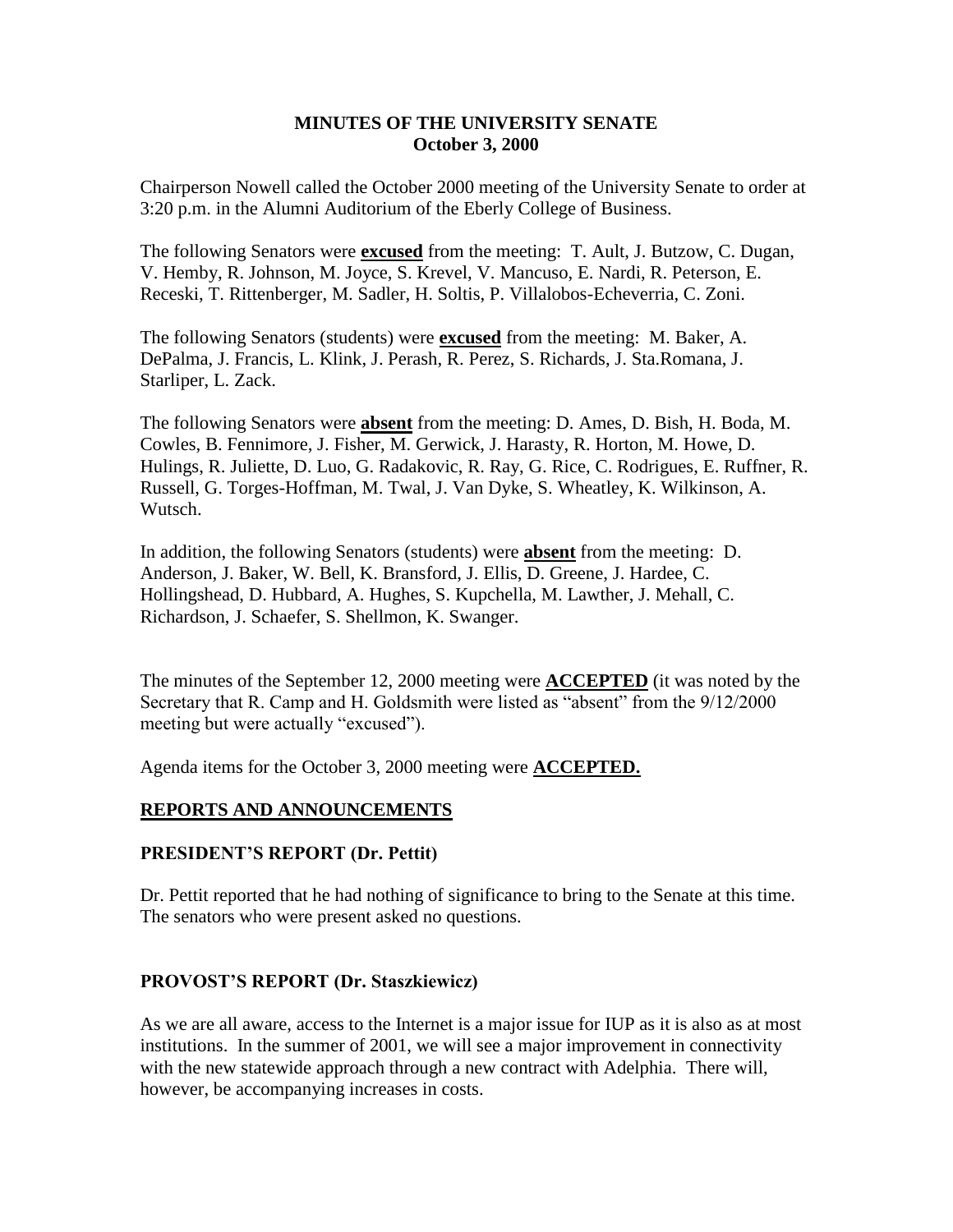# MINUTES OF THE UNIVERSITY SENATE
## October 3, 2000

Chairperson Nowell called the October 2000 meeting of the University Senate to order at 3:20 p.m. in the Alumni Auditorium of the Eberly College of Business.

The following Senators were **excused** from the meeting: T. Ault, J. Butzow, C. Dugan, V. Hemby, R. Johnson, M. Joyce, S. Krevel, V. Mancuso, E. Nardi, R. Peterson, E. Receski, T. Rittenberger, M. Sadler, H. Soltis, P. Villalobos-Echeverria, C. Zoni.

The following Senators (students) were **excused** from the meeting: M. Baker, A. DePalma, J. Francis, L. Klink, J. Perash, R. Perez, S. Richards, J. Sta.Romana, J. Starliper, L. Zack.

The following Senators were **absent** from the meeting: D. Ames, D. Bish, H. Boda, M. Cowles, B. Fennimore, J. Fisher, M. Gerwick, J. Harasty, R. Horton, M. Howe, D. Hulings, R. Juliette, D. Luo, G. Radakovic, R. Ray, G. Rice, C. Rodrigues, E. Ruffner, R. Russell, G. Torges-Hoffman, M. Twal, J. Van Dyke, S. Wheatley, K. Wilkinson, A. Wutsch.

In addition, the following Senators (students) were **absent** from the meeting: D. Anderson, J. Baker, W. Bell, K. Bransford, J. Ellis, D. Greene, J. Hardee, C. Hollingshead, D. Hubbard, A. Hughes, S. Kupchella, M. Lawther, J. Mehall, C. Richardson, J. Schaefer, S. Shellmon, K. Swanger.

The minutes of the September 12, 2000 meeting were **ACCEPTED** (it was noted by the Secretary that R. Camp and H. Goldsmith were listed as "absent" from the 9/12/2000 meeting but were actually "excused").

Agenda items for the October 3, 2000 meeting were **ACCEPTED.**

## REPORTS AND ANNOUNCEMENTS

### PRESIDENT'S REPORT (Dr. Pettit)

Dr. Pettit reported that he had nothing of significance to bring to the Senate at this time. The senators who were present asked no questions.

### PROVOST'S REPORT (Dr. Staszkiewicz)

As we are all aware, access to the Internet is a major issue for IUP as it is also as at most institutions. In the summer of 2001, we will see a major improvement in connectivity with the new statewide approach through a new contract with Adelphia. There will, however, be accompanying increases in costs.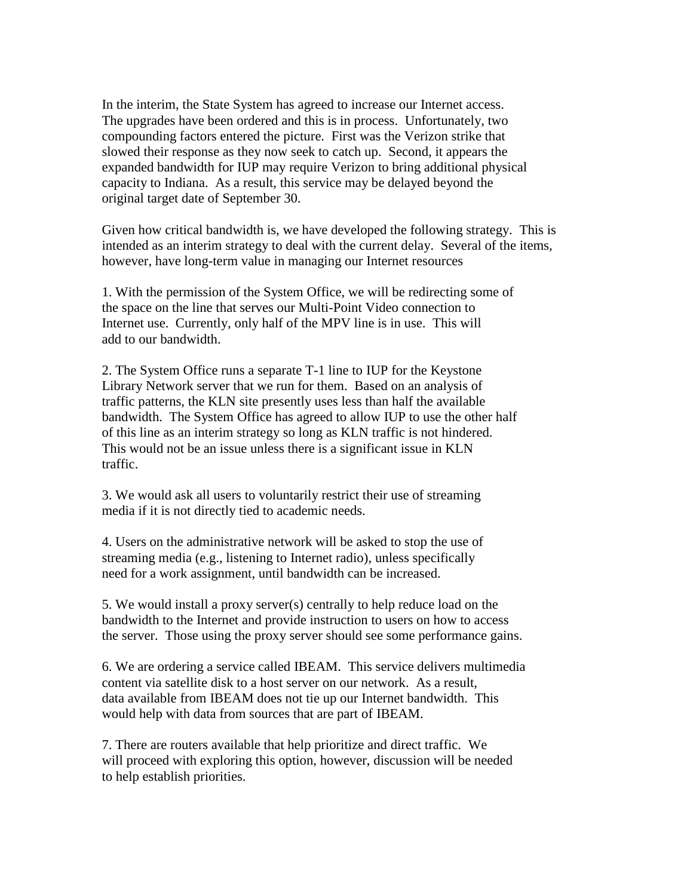In the interim, the State System has agreed to increase our Internet access. The upgrades have been ordered and this is in process. Unfortunately, two compounding factors entered the picture. First was the Verizon strike that slowed their response as they now seek to catch up. Second, it appears the expanded bandwidth for IUP may require Verizon to bring additional physical capacity to Indiana. As a result, this service may be delayed beyond the original target date of September 30.

Given how critical bandwidth is, we have developed the following strategy. This is intended as an interim strategy to deal with the current delay. Several of the items, however, have long-term value in managing our Internet resources

1. With the permission of the System Office, we will be redirecting some of the space on the line that serves our Multi-Point Video connection to Internet use. Currently, only half of the MPV line is in use. This will add to our bandwidth.

2. The System Office runs a separate T-1 line to IUP for the Keystone Library Network server that we run for them. Based on an analysis of traffic patterns, the KLN site presently uses less than half the available bandwidth. The System Office has agreed to allow IUP to use the other half of this line as an interim strategy so long as KLN traffic is not hindered. This would not be an issue unless there is a significant issue in KLN traffic.

3. We would ask all users to voluntarily restrict their use of streaming media if it is not directly tied to academic needs.

4. Users on the administrative network will be asked to stop the use of streaming media (e.g., listening to Internet radio), unless specifically need for a work assignment, until bandwidth can be increased.

5. We would install a proxy server(s) centrally to help reduce load on the bandwidth to the Internet and provide instruction to users on how to access the server. Those using the proxy server should see some performance gains.

6. We are ordering a service called IBEAM. This service delivers multimedia content via satellite disk to a host server on our network. As a result, data available from IBEAM does not tie up our Internet bandwidth. This would help with data from sources that are part of IBEAM.

7. There are routers available that help prioritize and direct traffic. We will proceed with exploring this option, however, discussion will be needed to help establish priorities.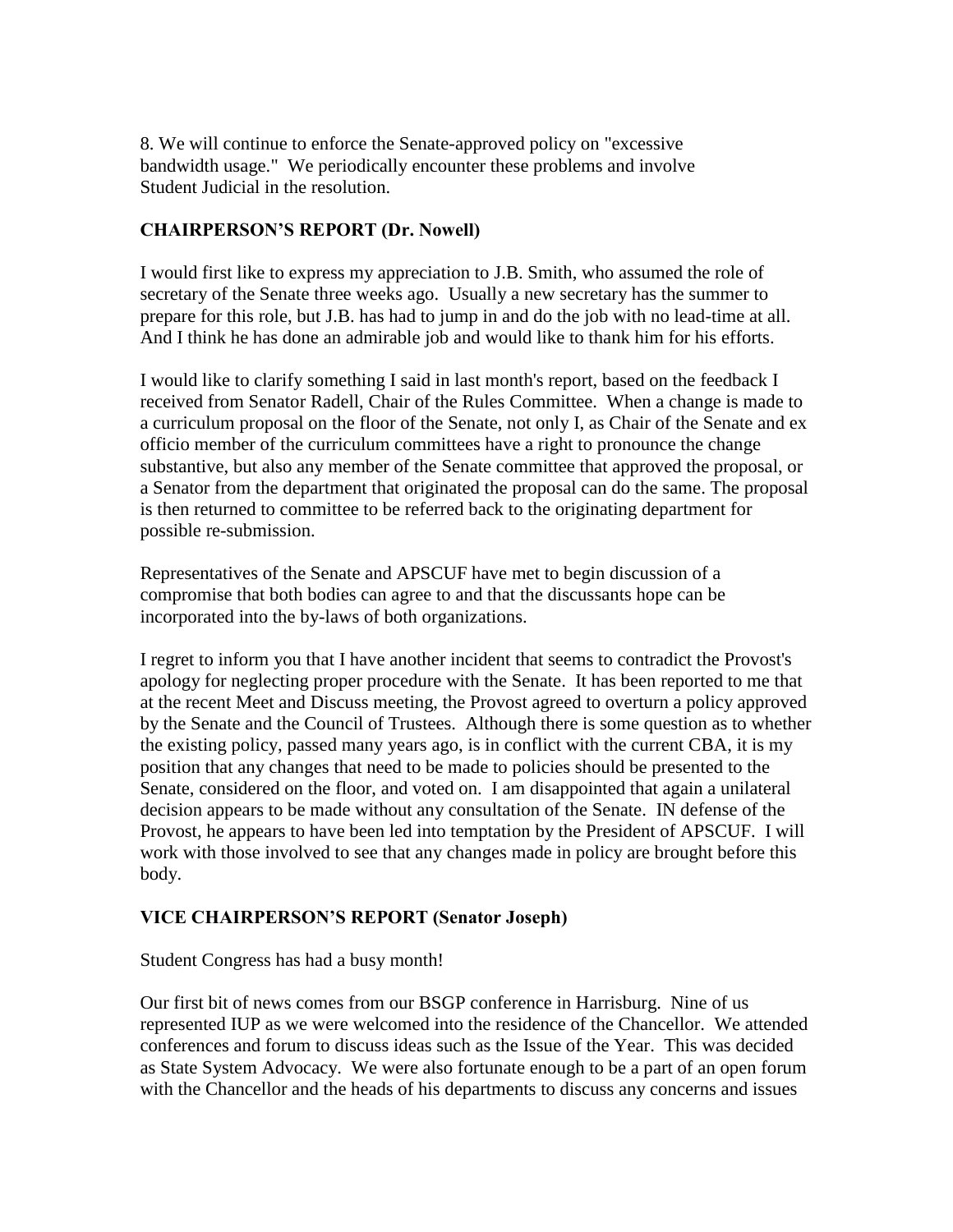8. We will continue to enforce the Senate-approved policy on "excessive bandwidth usage." We periodically encounter these problems and involve Student Judicial in the resolution.

**CHAIRPERSON'S REPORT (Dr. Nowell)**

I would first like to express my appreciation to J.B. Smith, who assumed the role of secretary of the Senate three weeks ago. Usually a new secretary has the summer to prepare for this role, but J.B. has had to jump in and do the job with no lead-time at all. And I think he has done an admirable job and would like to thank him for his efforts.

I would like to clarify something I said in last month's report, based on the feedback I received from Senator Radell, Chair of the Rules Committee. When a change is made to a curriculum proposal on the floor of the Senate, not only I, as Chair of the Senate and ex officio member of the curriculum committees have a right to pronounce the change substantive, but also any member of the Senate committee that approved the proposal, or a Senator from the department that originated the proposal can do the same. The proposal is then returned to committee to be referred back to the originating department for possible re-submission.

Representatives of the Senate and APSCUF have met to begin discussion of a compromise that both bodies can agree to and that the discussants hope can be incorporated into the by-laws of both organizations.

I regret to inform you that I have another incident that seems to contradict the Provost's apology for neglecting proper procedure with the Senate. It has been reported to me that at the recent Meet and Discuss meeting, the Provost agreed to overturn a policy approved by the Senate and the Council of Trustees. Although there is some question as to whether the existing policy, passed many years ago, is in conflict with the current CBA, it is my position that any changes that need to be made to policies should be presented to the Senate, considered on the floor, and voted on. I am disappointed that again a unilateral decision appears to be made without any consultation of the Senate. IN defense of the Provost, he appears to have been led into temptation by the President of APSCUF. I will work with those involved to see that any changes made in policy are brought before this body.

**VICE CHAIRPERSON'S REPORT (Senator Joseph)**

Student Congress has had a busy month!

Our first bit of news comes from our BSGP conference in Harrisburg. Nine of us represented IUP as we were welcomed into the residence of the Chancellor. We attended conferences and forum to discuss ideas such as the Issue of the Year. This was decided as State System Advocacy. We were also fortunate enough to be a part of an open forum with the Chancellor and the heads of his departments to discuss any concerns and issues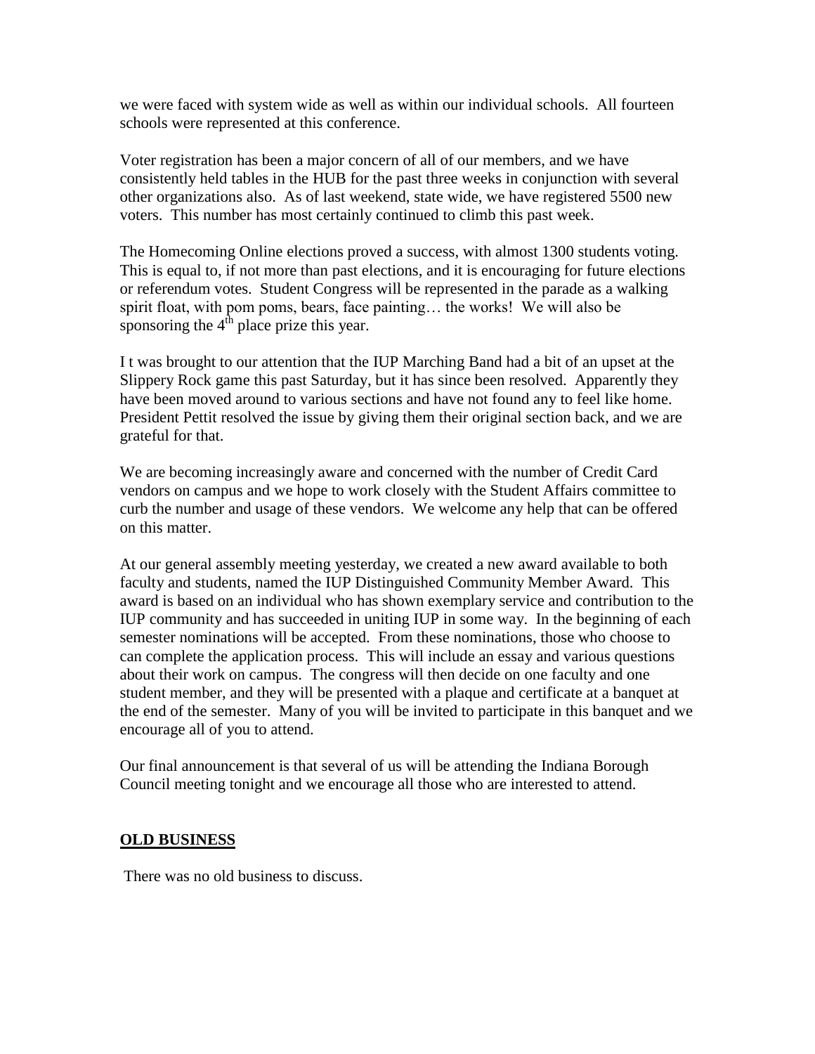we were faced with system wide as well as within our individual schools. All fourteen schools were represented at this conference.

Voter registration has been a major concern of all of our members, and we have consistently held tables in the HUB for the past three weeks in conjunction with several other organizations also. As of last weekend, state wide, we have registered 5500 new voters. This number has most certainly continued to climb this past week.

The Homecoming Online elections proved a success, with almost 1300 students voting. This is equal to, if not more than past elections, and it is encouraging for future elections or referendum votes. Student Congress will be represented in the parade as a walking spirit float, with pom poms, bears, face painting… the works! We will also be sponsoring the 4th place prize this year.

I t was brought to our attention that the IUP Marching Band had a bit of an upset at the Slippery Rock game this past Saturday, but it has since been resolved. Apparently they have been moved around to various sections and have not found any to feel like home. President Pettit resolved the issue by giving them their original section back, and we are grateful for that.

We are becoming increasingly aware and concerned with the number of Credit Card vendors on campus and we hope to work closely with the Student Affairs committee to curb the number and usage of these vendors. We welcome any help that can be offered on this matter.

At our general assembly meeting yesterday, we created a new award available to both faculty and students, named the IUP Distinguished Community Member Award. This award is based on an individual who has shown exemplary service and contribution to the IUP community and has succeeded in uniting IUP in some way. In the beginning of each semester nominations will be accepted. From these nominations, those who choose to can complete the application process. This will include an essay and various questions about their work on campus. The congress will then decide on one faculty and one student member, and they will be presented with a plaque and certificate at a banquet at the end of the semester. Many of you will be invited to participate in this banquet and we encourage all of you to attend.

Our final announcement is that several of us will be attending the Indiana Borough Council meeting tonight and we encourage all those who are interested to attend.

**OLD BUSINESS**

There was no old business to discuss.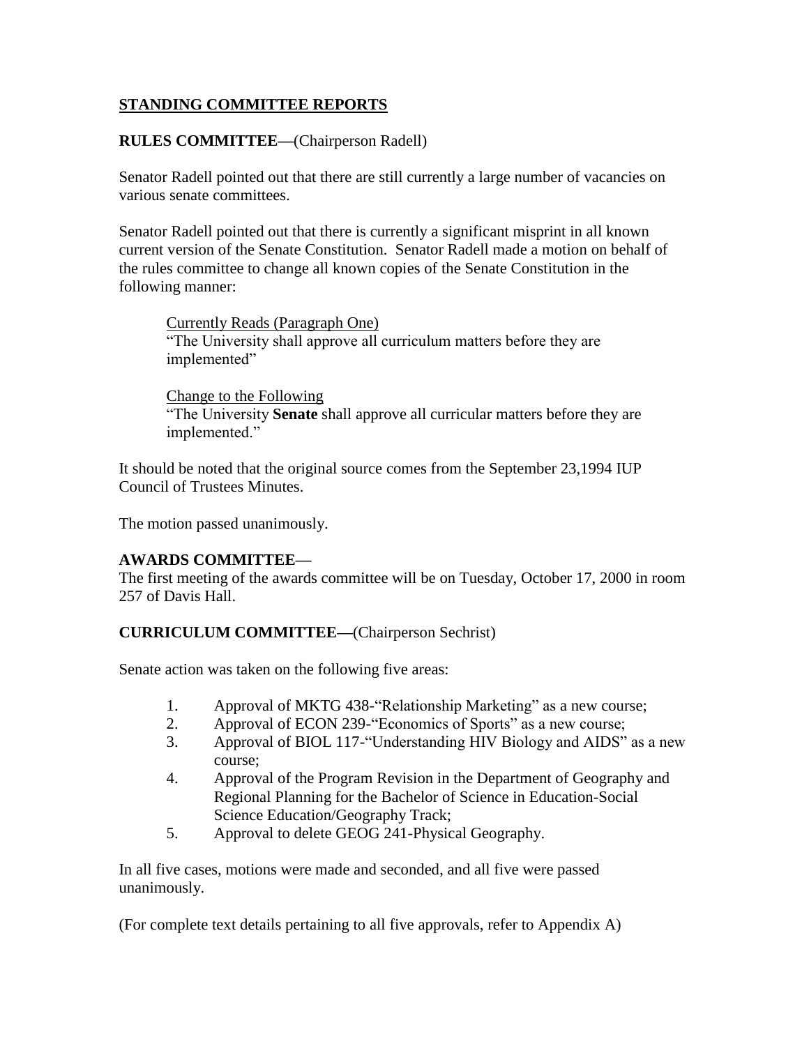## STANDING COMMITTEE REPORTS

**RULES COMMITTEE—**(Chairperson Radell)

Senator Radell pointed out that there are still currently a large number of vacancies on various senate committees.

Senator Radell pointed out that there is currently a significant misprint in all known current version of the Senate Constitution. Senator Radell made a motion on behalf of the rules committee to change all known copies of the Senate Constitution in the following manner:

> Currently Reads (Paragraph One)
> "The University shall approve all curriculum matters before they are implemented"
>
> Change to the Following
> "The University **Senate** shall approve all curricular matters before they are implemented."

It should be noted that the original source comes from the September 23,1994 IUP Council of Trustees Minutes.

The motion passed unanimously.

**AWARDS COMMITTEE—**
The first meeting of the awards committee will be on Tuesday, October 17, 2000 in room 257 of Davis Hall.

**CURRICULUM COMMITTEE—**(Chairperson Sechrist)

Senate action was taken on the following five areas:

1. Approval of MKTG 438-"Relationship Marketing" as a new course;
2. Approval of ECON 239-"Economics of Sports" as a new course;
3. Approval of BIOL 117-"Understanding HIV Biology and AIDS" as a new course;
4. Approval of the Program Revision in the Department of Geography and Regional Planning for the Bachelor of Science in Education-Social Science Education/Geography Track;
5. Approval to delete GEOG 241-Physical Geography.

In all five cases, motions were made and seconded, and all five were passed unanimously.

(For complete text details pertaining to all five approvals, refer to Appendix A)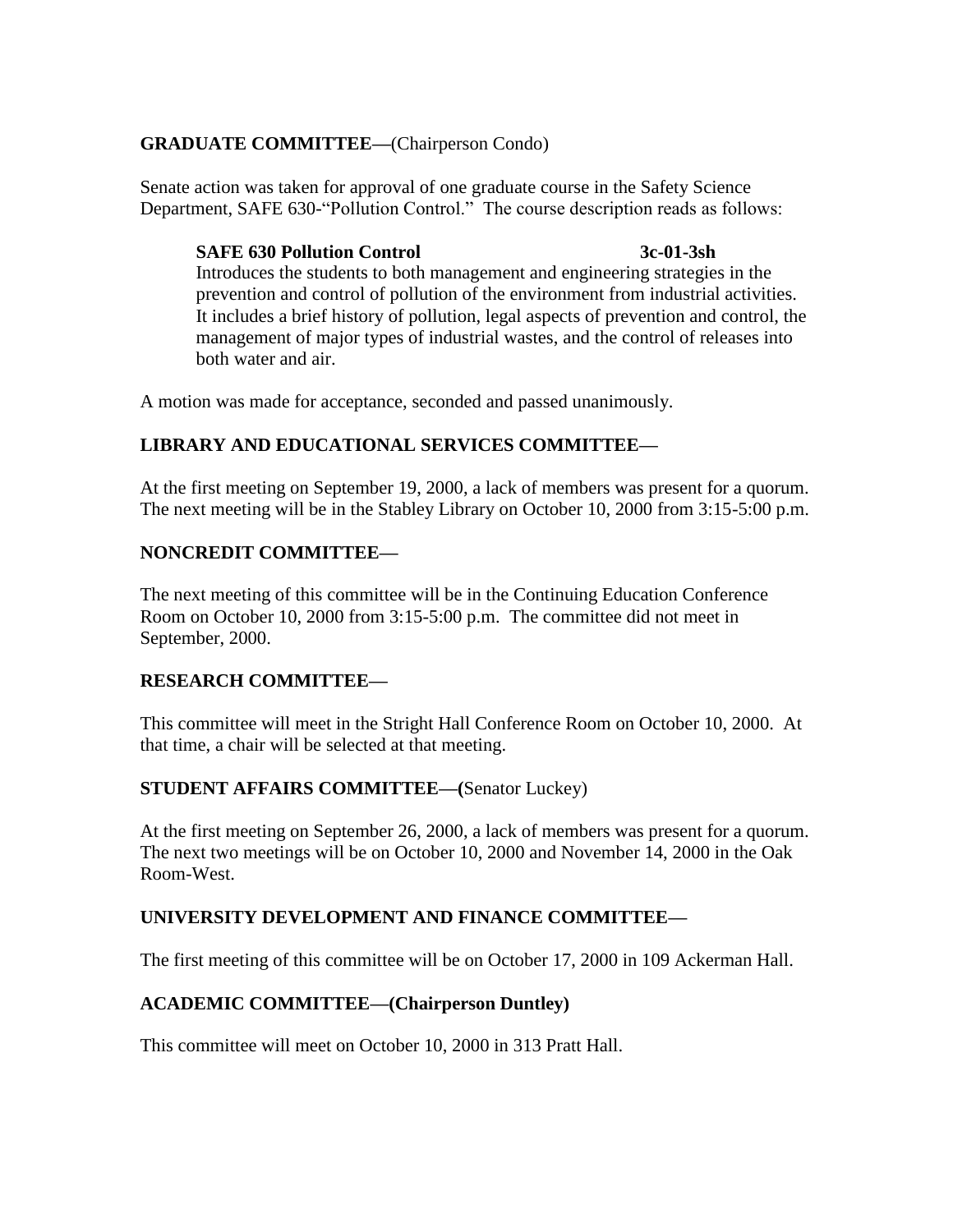**GRADUATE COMMITTEE—**(Chairperson Condo)

Senate action was taken for approval of one graduate course in the Safety Science Department, SAFE 630-"Pollution Control." The course description reads as follows:

> **SAFE 630 Pollution Control 3c-01-3sh**
> Introduces the students to both management and engineering strategies in the prevention and control of pollution of the environment from industrial activities. It includes a brief history of pollution, legal aspects of prevention and control, the management of major types of industrial wastes, and the control of releases into both water and air.

A motion was made for acceptance, seconded and passed unanimously.

**LIBRARY AND EDUCATIONAL SERVICES COMMITTEE—**

At the first meeting on September 19, 2000, a lack of members was present for a quorum. The next meeting will be in the Stabley Library on October 10, 2000 from 3:15-5:00 p.m.

**NONCREDIT COMMITTEE—**

The next meeting of this committee will be in the Continuing Education Conference Room on October 10, 2000 from 3:15-5:00 p.m. The committee did not meet in September, 2000.

**RESEARCH COMMITTEE—**

This committee will meet in the Stright Hall Conference Room on October 10, 2000. At that time, a chair will be selected at that meeting.

**STUDENT AFFAIRS COMMITTEE—(**Senator Luckey)

At the first meeting on September 26, 2000, a lack of members was present for a quorum. The next two meetings will be on October 10, 2000 and November 14, 2000 in the Oak Room-West.

**UNIVERSITY DEVELOPMENT AND FINANCE COMMITTEE—**

The first meeting of this committee will be on October 17, 2000 in 109 Ackerman Hall.

**ACADEMIC COMMITTEE—(Chairperson Duntley)**

This committee will meet on October 10, 2000 in 313 Pratt Hall.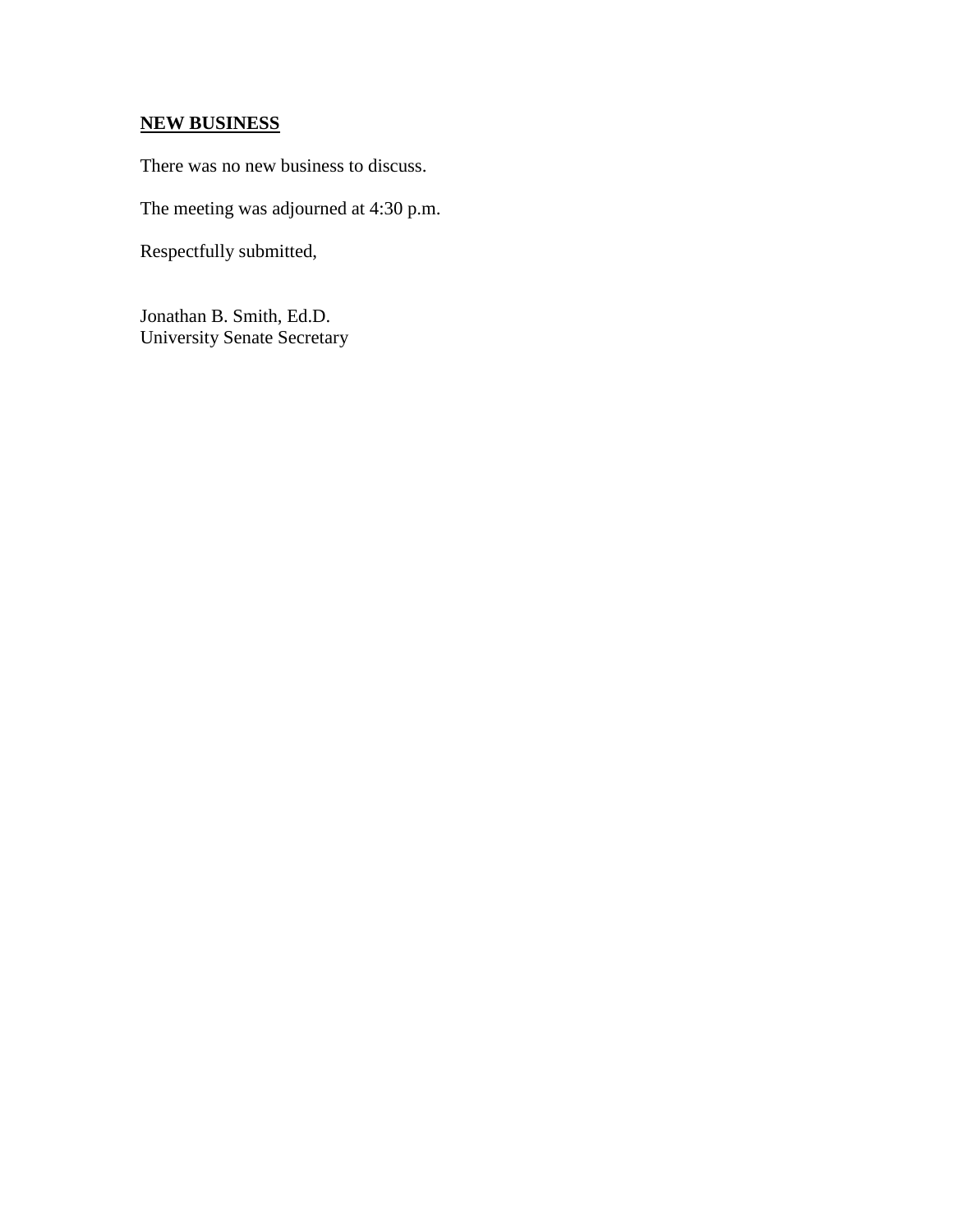**NEW BUSINESS**

There was no new business to discuss.

The meeting was adjourned at 4:30 p.m.

Respectfully submitted,

Jonathan B. Smith, Ed.D.
University Senate Secretary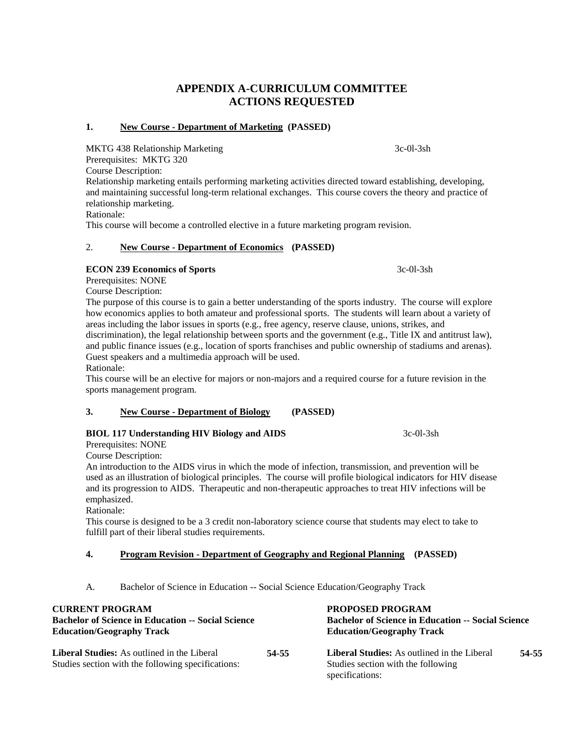# APPENDIX A-CURRICULUM COMMITTEE ACTIONS REQUESTED

**1. New Course - Department of Marketing (PASSED)**

MKTG 438 Relationship Marketing 3c-0l-3sh
Prerequisites: MKTG 320
Course Description:
Relationship marketing entails performing marketing activities directed toward establishing, developing, and maintaining successful long-term relational exchanges. This course covers the theory and practice of relationship marketing.
Rationale:
This course will become a controlled elective in a future marketing program revision.

2. **New Course - Department of Economics (PASSED)**

**ECON 239 Economics of Sports** 3c-0l-3sh
Prerequisites: NONE
Course Description:
The purpose of this course is to gain a better understanding of the sports industry. The course will explore how economics applies to both amateur and professional sports. The students will learn about a variety of areas including the labor issues in sports (e.g., free agency, reserve clause, unions, strikes, and discrimination), the legal relationship between sports and the government (e.g., Title IX and antitrust law), and public finance issues (e.g., location of sports franchises and public ownership of stadiums and arenas). Guest speakers and a multimedia approach will be used.
Rationale:
This course will be an elective for majors or non-majors and a required course for a future revision in the sports management program.

**3. New Course - Department of Biology (PASSED)**

**BIOL 117 Understanding HIV Biology and AIDS** 3c-0l-3sh
Prerequisites: NONE
Course Description:
An introduction to the AIDS virus in which the mode of infection, transmission, and prevention will be used as an illustration of biological principles. The course will profile biological indicators for HIV disease and its progression to AIDS. Therapeutic and non-therapeutic approaches to treat HIV infections will be emphasized.
Rationale:
This course is designed to be a 3 credit non-laboratory science course that students may elect to take to fulfill part of their liberal studies requirements.

**4. Program Revision - Department of Geography and Regional Planning (PASSED)**

A. Bachelor of Science in Education -- Social Science Education/Geography Track

| **CURRENT PROGRAM** **Bachelor of Science in Education -- Social Science Education/Geography Track** | | **PROPOSED PROGRAM** **Bachelor of Science in Education -- Social Science Education/Geography Track** | |
|---|---|---|---|
| **Liberal Studies:** As outlined in the Liberal Studies section with the following specifications: | **54-55** | **Liberal Studies:** As outlined in the Liberal Studies section with the following specifications: | **54-55** |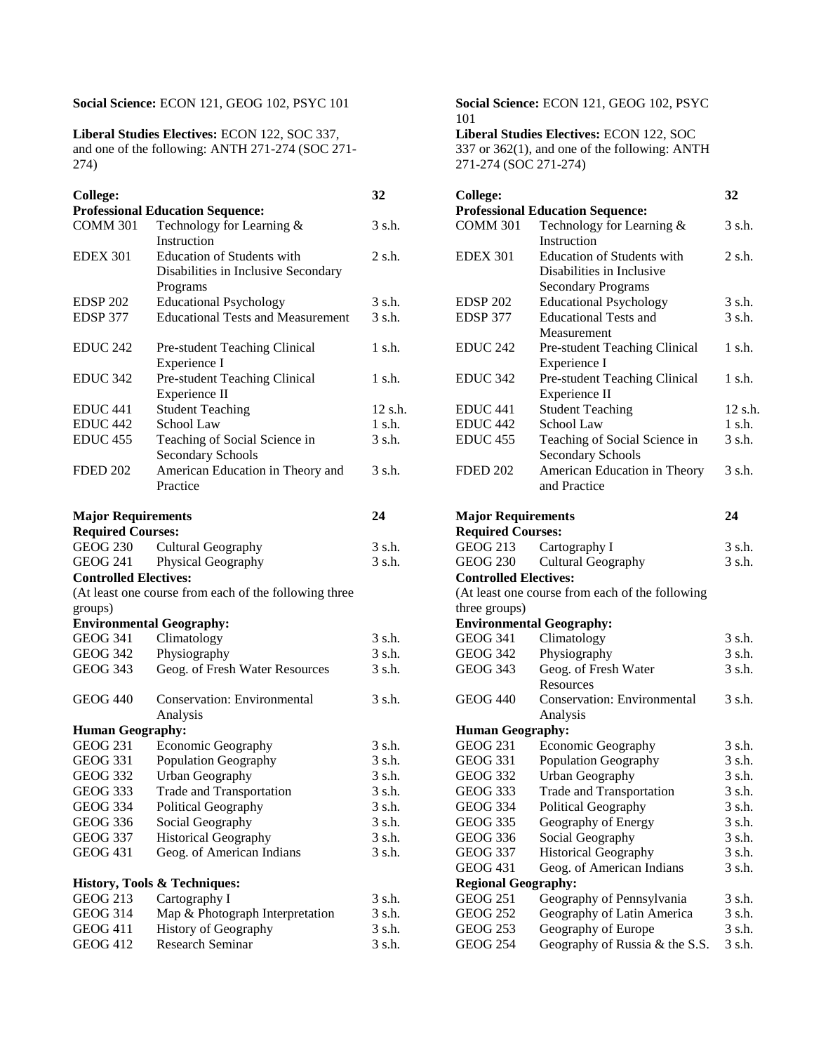**Social Science:** ECON 121, GEOG 102, PSYC 101

**Liberal Studies Electives:** ECON 122, SOC 337, and one of the following: ANTH 271-274 (SOC 271-274)

| **College:** | | **32** |
|---|---|---|
| **Professional Education Sequence:** | | |
| COMM 301 | Technology for Learning & Instruction | 3 s.h. |
| EDEX 301 | Education of Students with Disabilities in Inclusive Secondary Programs | 2 s.h. |
| EDSP 202 | Educational Psychology | 3 s.h. |
| EDSP 377 | Educational Tests and Measurement | 3 s.h. |
| EDUC 242 | Pre-student Teaching Clinical Experience I | 1 s.h. |
| EDUC 342 | Pre-student Teaching Clinical Experience II | 1 s.h. |
| EDUC 441 | Student Teaching | 12 s.h. |
| EDUC 442 | School Law | 1 s.h. |
| EDUC 455 | Teaching of Social Science in Secondary Schools | 3 s.h. |
| FDED 202 | American Education in Theory and Practice | 3 s.h. |

| **Major Requirements** | | **24** |
|---|---|---|
| **Required Courses:** | | |
| GEOG 230 | Cultural Geography | 3 s.h. |
| GEOG 241 | Physical Geography | 3 s.h. |
| **Controlled Electives:** | | |
| (At least one course from each of the following three groups) | | |
| **Environmental Geography:** | | |
| GEOG 341 | Climatology | 3 s.h. |
| GEOG 342 | Physiography | 3 s.h. |
| GEOG 343 | Geog. of Fresh Water Resources | 3 s.h. |
| GEOG 440 | Conservation: Environmental Analysis | 3 s.h. |
| **Human Geography:** | | |
| GEOG 231 | Economic Geography | 3 s.h. |
| GEOG 331 | Population Geography | 3 s.h. |
| GEOG 332 | Urban Geography | 3 s.h. |
| GEOG 333 | Trade and Transportation | 3 s.h. |
| GEOG 334 | Political Geography | 3 s.h. |
| GEOG 336 | Social Geography | 3 s.h. |
| GEOG 337 | Historical Geography | 3 s.h. |
| GEOG 431 | Geog. of American Indians | 3 s.h. |
| **History, Tools & Techniques:** | | |
| GEOG 213 | Cartography I | 3 s.h. |
| GEOG 314 | Map & Photograph Interpretation | 3 s.h. |
| GEOG 411 | History of Geography | 3 s.h. |
| GEOG 412 | Research Seminar | 3 s.h. |

**Social Science:** ECON 121, GEOG 102, PSYC 101

**Liberal Studies Electives:** ECON 122, SOC 337 or 362(1), and one of the following: ANTH 271-274 (SOC 271-274)

| **College:** | | **32** |
|---|---|---|
| **Professional Education Sequence:** | | |
| COMM 301 | Technology for Learning & Instruction | 3 s.h. |
| EDEX 301 | Education of Students with Disabilities in Inclusive Secondary Programs | 2 s.h. |
| EDSP 202 | Educational Psychology | 3 s.h. |
| EDSP 377 | Educational Tests and Measurement | 3 s.h. |
| EDUC 242 | Pre-student Teaching Clinical Experience I | 1 s.h. |
| EDUC 342 | Pre-student Teaching Clinical Experience II | 1 s.h. |
| EDUC 441 | Student Teaching | 12 s.h. |
| EDUC 442 | School Law | 1 s.h. |
| EDUC 455 | Teaching of Social Science in Secondary Schools | 3 s.h. |
| FDED 202 | American Education in Theory and Practice | 3 s.h. |

| **Major Requirements** | | **24** |
|---|---|---|
| **Required Courses:** | | |
| GEOG 213 | Cartography I | 3 s.h. |
| GEOG 230 | Cultural Geography | 3 s.h. |
| **Controlled Electives:** | | |
| (At least one course from each of the following three groups) | | |
| **Environmental Geography:** | | |
| GEOG 341 | Climatology | 3 s.h. |
| GEOG 342 | Physiography | 3 s.h. |
| GEOG 343 | Geog. of Fresh Water Resources | 3 s.h. |
| GEOG 440 | Conservation: Environmental Analysis | 3 s.h. |
| **Human Geography:** | | |
| GEOG 231 | Economic Geography | 3 s.h. |
| GEOG 331 | Population Geography | 3 s.h. |
| GEOG 332 | Urban Geography | 3 s.h. |
| GEOG 333 | Trade and Transportation | 3 s.h. |
| GEOG 334 | Political Geography | 3 s.h. |
| GEOG 335 | Geography of Energy | 3 s.h. |
| GEOG 336 | Social Geography | 3 s.h. |
| GEOG 337 | Historical Geography | 3 s.h. |
| GEOG 431 | Geog. of American Indians | 3 s.h. |
| **Regional Geography:** | | |
| GEOG 251 | Geography of Pennsylvania | 3 s.h. |
| GEOG 252 | Geography of Latin America | 3 s.h. |
| GEOG 253 | Geography of Europe | 3 s.h. |
| GEOG 254 | Geography of Russia & the S.S. | 3 s.h. |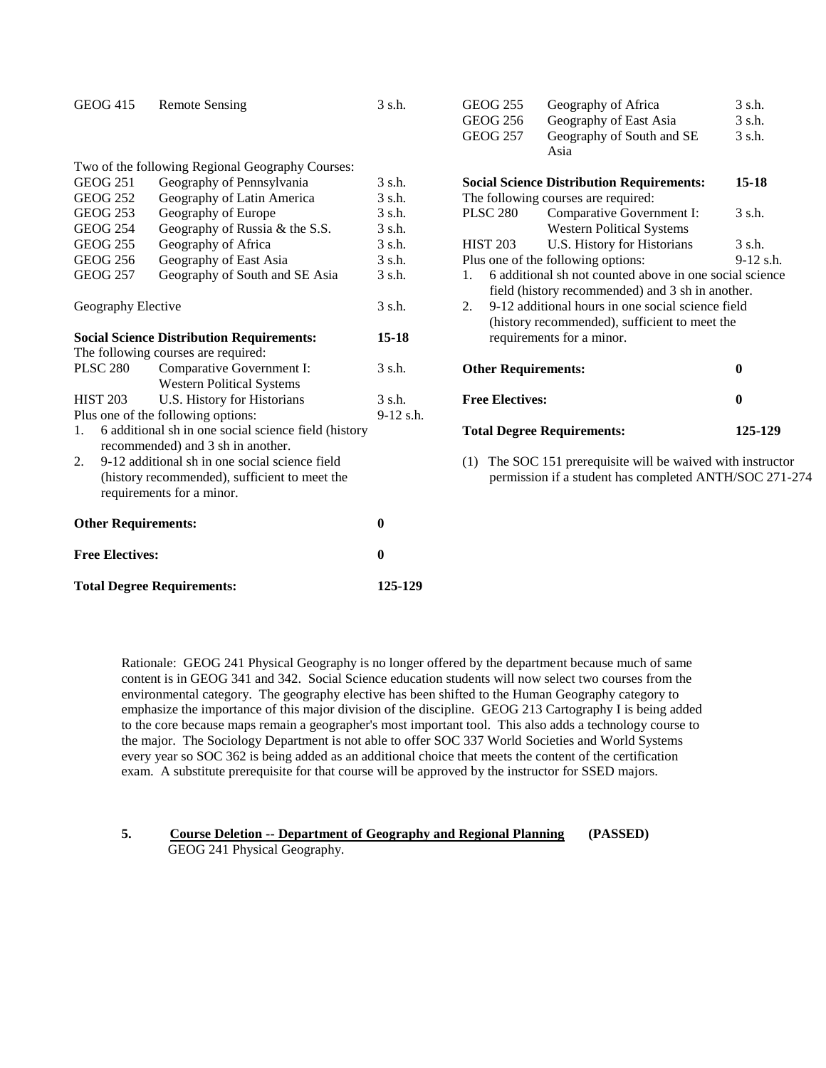| | | |
|---|---|---|
| GEOG 415 | Remote Sensing | 3 s.h. |

Two of the following Regional Geography Courses:

| | | |
|---|---|---|
| GEOG 251 | Geography of Pennsylvania | 3 s.h. |
| GEOG 252 | Geography of Latin America | 3 s.h. |
| GEOG 253 | Geography of Europe | 3 s.h. |
| GEOG 254 | Geography of Russia & the S.S. | 3 s.h. |
| GEOG 255 | Geography of Africa | 3 s.h. |
| GEOG 256 | Geography of East Asia | 3 s.h. |
| GEOG 257 | Geography of South and SE Asia | 3 s.h. |

Geography Elective 3 s.h.

**Social Science Distribution Requirements: 15-18**

The following courses are required:

| | | |
|---|---|---|
| PLSC 280 | Comparative Government I: Western Political Systems | 3 s.h. |
| HIST 203 | U.S. History for Historians | 3 s.h. |

Plus one of the following options: 9-12 s.h.

1. 6 additional sh in one social science field (history recommended) and 3 sh in another.
2. 9-12 additional sh in one social science field (history recommended), sufficient to meet the requirements for a minor.

**Other Requirements: 0**

**Free Electives: 0**

**Total Degree Requirements: 125-129**

| | | |
|---|---|---|
| GEOG 255 | Geography of Africa | 3 s.h. |
| GEOG 256 | Geography of East Asia | 3 s.h. |
| GEOG 257 | Geography of South and SE Asia | 3 s.h. |

**Social Science Distribution Requirements: 15-18**

The following courses are required:

| | | |
|---|---|---|
| PLSC 280 | Comparative Government I: Western Political Systems | 3 s.h. |
| HIST 203 | U.S. History for Historians | 3 s.h. |

Plus one of the following options: 9-12 s.h.

1. 6 additional sh not counted above in one social science field (history recommended) and 3 sh in another.
2. 9-12 additional hours in one social science field (history recommended), sufficient to meet the requirements for a minor.

**Other Requirements: 0**

**Free Electives: 0**

**Total Degree Requirements: 125-129**

(1) The SOC 151 prerequisite will be waived with instructor permission if a student has completed ANTH/SOC 271-274

Rationale: GEOG 241 Physical Geography is no longer offered by the department because much of same content is in GEOG 341 and 342. Social Science education students will now select two courses from the environmental category. The geography elective has been shifted to the Human Geography category to emphasize the importance of this major division of the discipline. GEOG 213 Cartography I is being added to the core because maps remain a geographer's most important tool. This also adds a technology course to the major. The Sociology Department is not able to offer SOC 337 World Societies and World Systems every year so SOC 362 is being added as an additional choice that meets the content of the certification exam. A substitute prerequisite for that course will be approved by the instructor for SSED majors.

**5. <u>Course Deletion -- Department of Geography and Regional Planning</u> (PASSED)**

GEOG 241 Physical Geography.